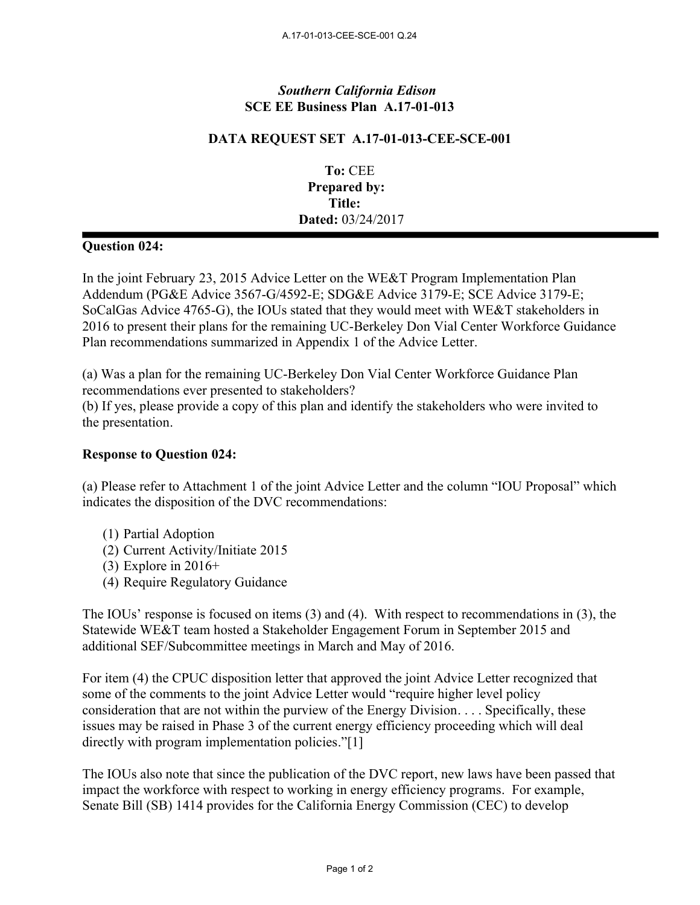*Southern California Edison*
**SCE EE Business Plan A.17-01-013**

**DATA REQUEST SET A.17-01-013-CEE-SCE-001**

**To:** CEE
**Prepared by:**
**Title:**
**Dated:** 03/24/2017

---

**Question 024:**

In the joint February 23, 2015 Advice Letter on the WE&T Program Implementation Plan Addendum (PG&E Advice 3567-G/4592-E; SDG&E Advice 3179-E; SCE Advice 3179-E; SoCalGas Advice 4765-G), the IOUs stated that they would meet with WE&T stakeholders in 2016 to present their plans for the remaining UC-Berkeley Don Vial Center Workforce Guidance Plan recommendations summarized in Appendix 1 of the Advice Letter.

(a) Was a plan for the remaining UC-Berkeley Don Vial Center Workforce Guidance Plan recommendations ever presented to stakeholders?
(b) If yes, please provide a copy of this plan and identify the stakeholders who were invited to the presentation.

**Response to Question 024:**

(a) Please refer to Attachment 1 of the joint Advice Letter and the column "IOU Proposal" which indicates the disposition of the DVC recommendations:

(1) Partial Adoption
(2) Current Activity/Initiate 2015
(3) Explore in 2016+
(4) Require Regulatory Guidance

The IOUs' response is focused on items (3) and (4). With respect to recommendations in (3), the Statewide WE&T team hosted a Stakeholder Engagement Forum in September 2015 and additional SEF/Subcommittee meetings in March and May of 2016.

For item (4) the CPUC disposition letter that approved the joint Advice Letter recognized that some of the comments to the joint Advice Letter would "require higher level policy consideration that are not within the purview of the Energy Division. . . . Specifically, these issues may be raised in Phase 3 of the current energy efficiency proceeding which will deal directly with program implementation policies."[1]

The IOUs also note that since the publication of the DVC report, new laws have been passed that impact the workforce with respect to working in energy efficiency programs. For example, Senate Bill (SB) 1414 provides for the California Energy Commission (CEC) to develop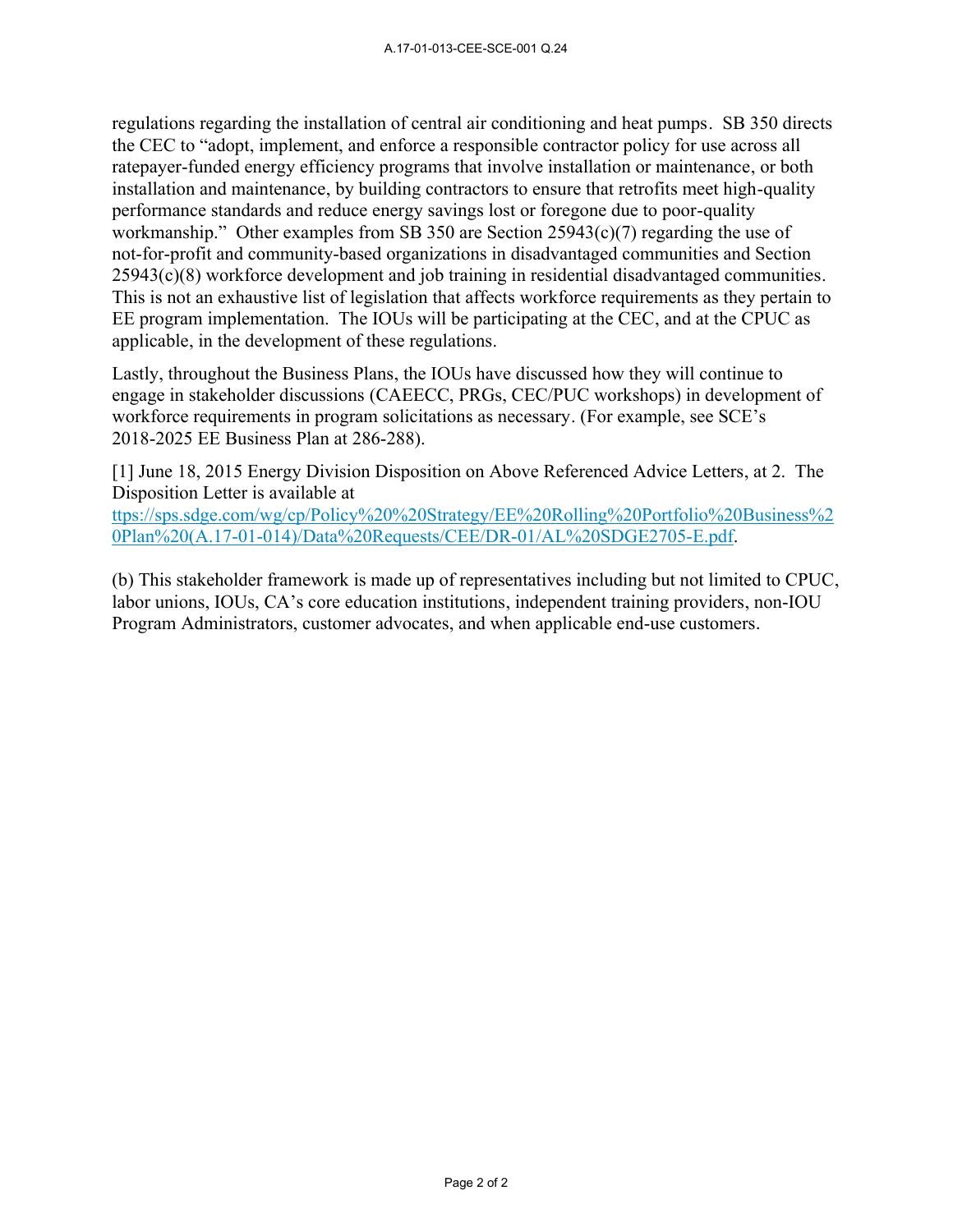regulations regarding the installation of central air conditioning and heat pumps. SB 350 directs the CEC to "adopt, implement, and enforce a responsible contractor policy for use across all ratepayer-funded energy efficiency programs that involve installation or maintenance, or both installation and maintenance, by building contractors to ensure that retrofits meet high-quality performance standards and reduce energy savings lost or foregone due to poor-quality workmanship." Other examples from SB 350 are Section 25943(c)(7) regarding the use of not-for-profit and community-based organizations in disadvantaged communities and Section 25943(c)(8) workforce development and job training in residential disadvantaged communities. This is not an exhaustive list of legislation that affects workforce requirements as they pertain to EE program implementation. The IOUs will be participating at the CEC, and at the CPUC as applicable, in the development of these regulations.

Lastly, throughout the Business Plans, the IOUs have discussed how they will continue to engage in stakeholder discussions (CAEECC, PRGs, CEC/PUC workshops) in development of workforce requirements in program solicitations as necessary. (For example, see SCE's 2018-2025 EE Business Plan at 286-288).

[1] June 18, 2015 Energy Division Disposition on Above Referenced Advice Letters, at 2. The Disposition Letter is available at [ttps://sps.sdge.com/wg/cp/Policy%20%20Strategy/EE%20Rolling%20Portfolio%20Business%20Plan%20(A.17-01-014)/Data%20Requests/CEE/DR-01/AL%20SDGE2705-E.pdf](ttps://sps.sdge.com/wg/cp/Policy%20%20Strategy/EE%20Rolling%20Portfolio%20Business%20Plan%20(A.17-01-014)/Data%20Requests/CEE/DR-01/AL%20SDGE2705-E.pdf).

(b) This stakeholder framework is made up of representatives including but not limited to CPUC, labor unions, IOUs, CA's core education institutions, independent training providers, non-IOU Program Administrators, customer advocates, and when applicable end-use customers.